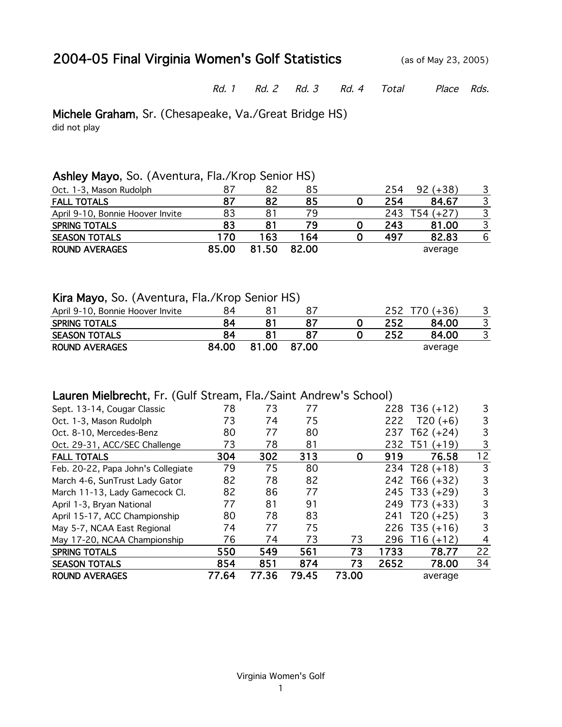# 2004-05 Final Virginia Women's Golf Statistics

(as of May 23, 2005)

## Michele Graham, Sr. (Chesapeake, Va./Great Bridge HS)

did not play

## Ashley Mayo, So. (Aventura, Fla./Krop Senior HS)

| | *Rd. 1* | *Rd. 2* | *Rd. 3* | *Rd. 4* | *Total* | *Place* | *Rds.* |
|---|---|---|---|---|---|---|---|
| Oct. 1-3, Mason Rudolph | 87 | 82 | 85 | | 254 | 92 (+38) | 3 |
| **FALL TOTALS** | **87** | **82** | **85** | **0** | **254** | **84.67** | 3 |
| April 9-10, Bonnie Hoover Invite | 83 | 81 | 79 | | 243 | T54 (+27) | 3 |
| **SPRING TOTALS** | **83** | **81** | **79** | **0** | **243** | **81.00** | 3 |
| **SEASON TOTALS** | **170** | **163** | **164** | **0** | **497** | **82.83** | 6 |
| **ROUND AVERAGES** | **85.00** | **81.50** | **82.00** | | | average | |

## Kira Mayo, So. (Aventura, Fla./Krop Senior HS)

| | *Rd. 1* | *Rd. 2* | *Rd. 3* | *Rd. 4* | *Total* | *Place* | *Rds.* |
|---|---|---|---|---|---|---|---|
| April 9-10, Bonnie Hoover Invite | 84 | 81 | 87 | | 252 | T70 (+36) | 3 |
| **SPRING TOTALS** | **84** | **81** | **87** | **0** | **252** | **84.00** | 3 |
| **SEASON TOTALS** | **84** | **81** | **87** | **0** | **252** | **84.00** | 3 |
| **ROUND AVERAGES** | **84.00** | **81.00** | **87.00** | | | average | |

## Lauren Mielbrecht, Fr. (Gulf Stream, Fla./Saint Andrew's School)

| | *Rd. 1* | *Rd. 2* | *Rd. 3* | *Rd. 4* | *Total* | *Place* | *Rds.* |
|---|---|---|---|---|---|---|---|
| Sept. 13-14, Cougar Classic | 78 | 73 | 77 | | 228 | T36 (+12) | 3 |
| Oct. 1-3, Mason Rudolph | 73 | 74 | 75 | | 222 | T20 (+6) | 3 |
| Oct. 8-10, Mercedes-Benz | 80 | 77 | 80 | | 237 | T62 (+24) | 3 |
| Oct. 29-31, ACC/SEC Challenge | 73 | 78 | 81 | | 232 | T51 (+19) | 3 |
| **FALL TOTALS** | **304** | **302** | **313** | **0** | **919** | **76.58** | 12 |
| Feb. 20-22, Papa John's Collegiate | 79 | 75 | 80 | | 234 | T28 (+18) | 3 |
| March 4-6, SunTrust Lady Gator | 82 | 78 | 82 | | 242 | T66 (+32) | 3 |
| March 11-13, Lady Gamecock Cl. | 82 | 86 | 77 | | 245 | T33 (+29) | 3 |
| April 1-3, Bryan National | 77 | 81 | 91 | | 249 | T73 (+33) | 3 |
| April 15-17, ACC Championship | 80 | 78 | 83 | | 241 | T20 (+25) | 3 |
| May 5-7, NCAA East Regional | 74 | 77 | 75 | | 226 | T35 (+16) | 3 |
| May 17-20, NCAA Championship | 76 | 74 | 73 | 73 | 296 | T16 (+12) | 4 |
| **SPRING TOTALS** | **550** | **549** | **561** | **73** | **1733** | **78.77** | 22 |
| **SEASON TOTALS** | **854** | **851** | **874** | **73** | **2652** | **78.00** | 34 |
| **ROUND AVERAGES** | **77.64** | **77.36** | **79.45** | **73.00** | | average | |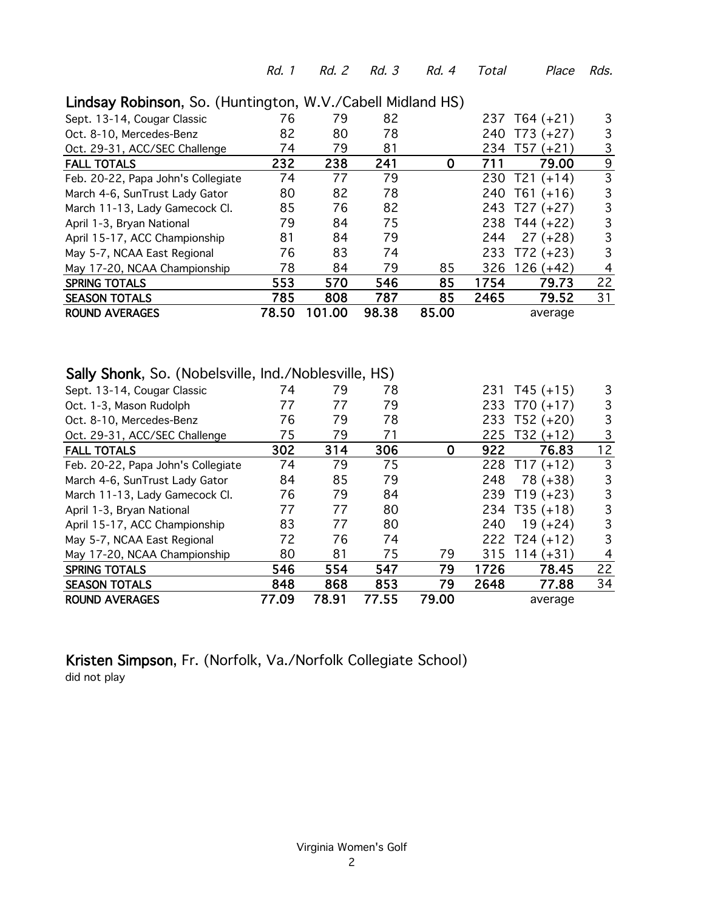## Lindsay Robinson, So. (Huntington, W.V./Cabell Midland HS)

| | Rd. 1 | Rd. 2 | Rd. 3 | Rd. 4 | Total | Place | Rds. |
|---|---|---|---|---|---|---|---|
| Sept. 13-14, Cougar Classic | 76 | 79 | 82 | | 237 | T64 (+21) | 3 |
| Oct. 8-10, Mercedes-Benz | 82 | 80 | 78 | | 240 | T73 (+27) | 3 |
| Oct. 29-31, ACC/SEC Challenge | 74 | 79 | 81 | | 234 | T57 (+21) | 3 |
| **FALL TOTALS** | 232 | 238 | 241 | 0 | 711 | 79.00 | 9 |
| Feb. 20-22, Papa John's Collegiate | 74 | 77 | 79 | | 230 | T21 (+14) | 3 |
| March 4-6, SunTrust Lady Gator | 80 | 82 | 78 | | 240 | T61 (+16) | 3 |
| March 11-13, Lady Gamecock Cl. | 85 | 76 | 82 | | 243 | T27 (+27) | 3 |
| April 1-3, Bryan National | 79 | 84 | 75 | | 238 | T44 (+22) | 3 |
| April 15-17, ACC Championship | 81 | 84 | 79 | | 244 | 27 (+28) | 3 |
| May 5-7, NCAA East Regional | 76 | 83 | 74 | | 233 | T72 (+23) | 3 |
| May 17-20, NCAA Championship | 78 | 84 | 79 | 85 | 326 | 126 (+42) | 4 |
| **SPRING TOTALS** | 553 | 570 | 546 | 85 | 1754 | 79.73 | 22 |
| **SEASON TOTALS** | 785 | 808 | 787 | 85 | 2465 | 79.52 | 31 |
| **ROUND AVERAGES** | 78.50 | 101.00 | 98.38 | 85.00 | | average | |

## Sally Shonk, So. (Nobelsville, Ind./Noblesville, HS)

| | Rd. 1 | Rd. 2 | Rd. 3 | Rd. 4 | Total | Place | Rds. |
|---|---|---|---|---|---|---|---|
| Sept. 13-14, Cougar Classic | 74 | 79 | 78 | | 231 | T45 (+15) | 3 |
| Oct. 1-3, Mason Rudolph | 77 | 77 | 79 | | 233 | T70 (+17) | 3 |
| Oct. 8-10, Mercedes-Benz | 76 | 79 | 78 | | 233 | T52 (+20) | 3 |
| Oct. 29-31, ACC/SEC Challenge | 75 | 79 | 71 | | 225 | T32 (+12) | 3 |
| **FALL TOTALS** | 302 | 314 | 306 | 0 | 922 | 76.83 | 12 |
| Feb. 20-22, Papa John's Collegiate | 74 | 79 | 75 | | 228 | T17 (+12) | 3 |
| March 4-6, SunTrust Lady Gator | 84 | 85 | 79 | | 248 | 78 (+38) | 3 |
| March 11-13, Lady Gamecock Cl. | 76 | 79 | 84 | | 239 | T19 (+23) | 3 |
| April 1-3, Bryan National | 77 | 77 | 80 | | 234 | T35 (+18) | 3 |
| April 15-17, ACC Championship | 83 | 77 | 80 | | 240 | 19 (+24) | 3 |
| May 5-7, NCAA East Regional | 72 | 76 | 74 | | 222 | T24 (+12) | 3 |
| May 17-20, NCAA Championship | 80 | 81 | 75 | 79 | 315 | 114 (+31) | 4 |
| **SPRING TOTALS** | 546 | 554 | 547 | 79 | 1726 | 78.45 | 22 |
| **SEASON TOTALS** | 848 | 868 | 853 | 79 | 2648 | 77.88 | 34 |
| **ROUND AVERAGES** | 77.09 | 78.91 | 77.55 | 79.00 | | average | |

## Kristen Simpson, Fr. (Norfolk, Va./Norfolk Collegiate School)

did not play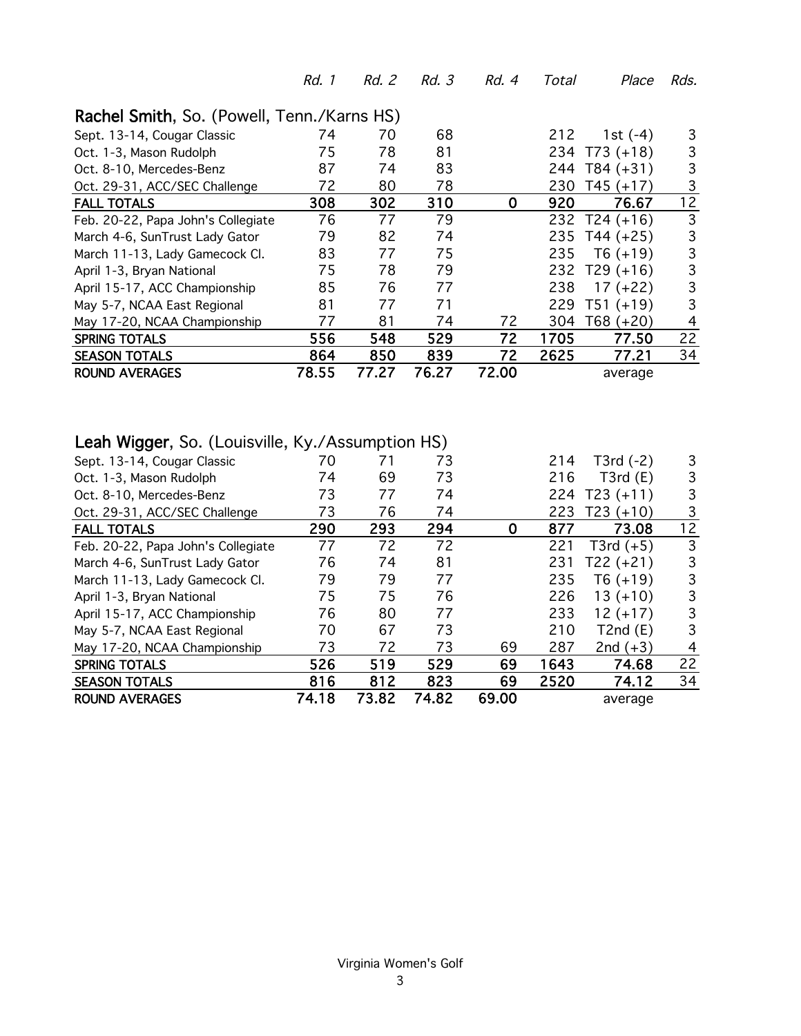## Rachel Smith, So. (Powell, Tenn./Karns HS)

| | *Rd. 1* | *Rd. 2* | *Rd. 3* | *Rd. 4* | *Total* | *Place* | *Rds.* |
|---|---|---|---|---|---|---|---|
| Sept. 13-14, Cougar Classic | 74 | 70 | 68 | | 212 | 1st (-4) | 3 |
| Oct. 1-3, Mason Rudolph | 75 | 78 | 81 | | 234 | T73 (+18) | 3 |
| Oct. 8-10, Mercedes-Benz | 87 | 74 | 83 | | 244 | T84 (+31) | 3 |
| Oct. 29-31, ACC/SEC Challenge | 72 | 80 | 78 | | 230 | T45 (+17) | 3 |
| FALL TOTALS | 308 | 302 | 310 | 0 | 920 | 76.67 | 12 |
| Feb. 20-22, Papa John's Collegiate | 76 | 77 | 79 | | 232 | T24 (+16) | 3 |
| March 4-6, SunTrust Lady Gator | 79 | 82 | 74 | | 235 | T44 (+25) | 3 |
| March 11-13, Lady Gamecock Cl. | 83 | 77 | 75 | | 235 | T6 (+19) | 3 |
| April 1-3, Bryan National | 75 | 78 | 79 | | 232 | T29 (+16) | 3 |
| April 15-17, ACC Championship | 85 | 76 | 77 | | 238 | 17 (+22) | 3 |
| May 5-7, NCAA East Regional | 81 | 77 | 71 | | 229 | T51 (+19) | 3 |
| May 17-20, NCAA Championship | 77 | 81 | 74 | 72 | 304 | T68 (+20) | 4 |
| SPRING TOTALS | 556 | 548 | 529 | 72 | 1705 | 77.50 | 22 |
| SEASON TOTALS | 864 | 850 | 839 | 72 | 2625 | 77.21 | 34 |
| ROUND AVERAGES | 78.55 | 77.27 | 76.27 | 72.00 | | average | |

## Leah Wigger, So. (Louisville, Ky./Assumption HS)

| | *Rd. 1* | *Rd. 2* | *Rd. 3* | *Rd. 4* | *Total* | *Place* | *Rds.* |
|---|---|---|---|---|---|---|---|
| Sept. 13-14, Cougar Classic | 70 | 71 | 73 | | 214 | T3rd (-2) | 3 |
| Oct. 1-3, Mason Rudolph | 74 | 69 | 73 | | 216 | T3rd (E) | 3 |
| Oct. 8-10, Mercedes-Benz | 73 | 77 | 74 | | 224 | T23 (+11) | 3 |
| Oct. 29-31, ACC/SEC Challenge | 73 | 76 | 74 | | 223 | T23 (+10) | 3 |
| FALL TOTALS | 290 | 293 | 294 | 0 | 877 | 73.08 | 12 |
| Feb. 20-22, Papa John's Collegiate | 77 | 72 | 72 | | 221 | T3rd (+5) | 3 |
| March 4-6, SunTrust Lady Gator | 76 | 74 | 81 | | 231 | T22 (+21) | 3 |
| March 11-13, Lady Gamecock Cl. | 79 | 79 | 77 | | 235 | T6 (+19) | 3 |
| April 1-3, Bryan National | 75 | 75 | 76 | | 226 | 13 (+10) | 3 |
| April 15-17, ACC Championship | 76 | 80 | 77 | | 233 | 12 (+17) | 3 |
| May 5-7, NCAA East Regional | 70 | 67 | 73 | | 210 | T2nd (E) | 3 |
| May 17-20, NCAA Championship | 73 | 72 | 73 | 69 | 287 | 2nd (+3) | 4 |
| SPRING TOTALS | 526 | 519 | 529 | 69 | 1643 | 74.68 | 22 |
| SEASON TOTALS | 816 | 812 | 823 | 69 | 2520 | 74.12 | 34 |
| ROUND AVERAGES | 74.18 | 73.82 | 74.82 | 69.00 | | average | |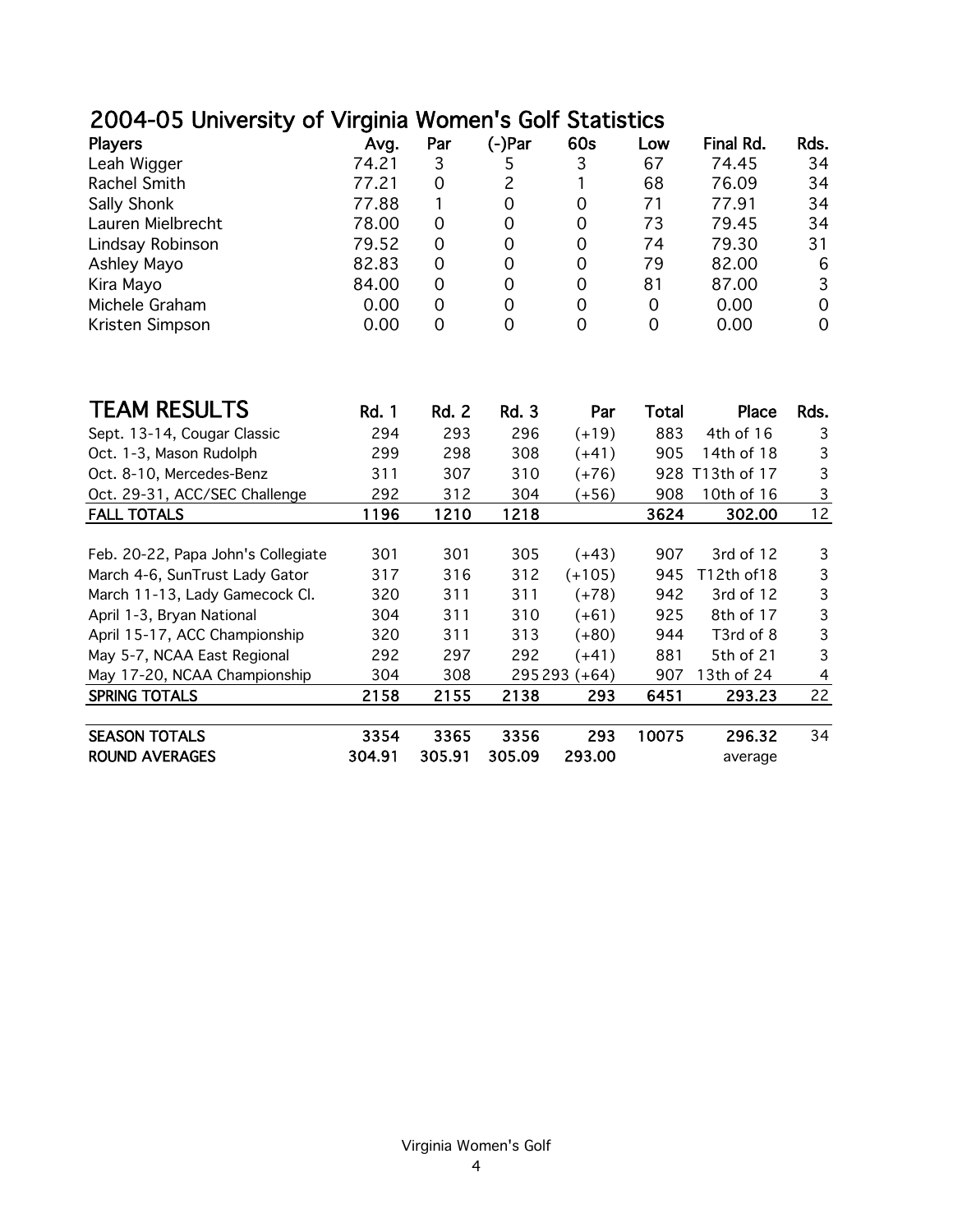# 2004-05 University of Virginia Women's Golf Statistics

| Players | Avg. | Par | (-)Par | 60s | Low | Final Rd. | Rds. |
|---|---|---|---|---|---|---|---|
| Leah Wigger | 74.21 | 3 | 5 | 3 | 67 | 74.45 | 34 |
| Rachel Smith | 77.21 | 0 | 2 | 1 | 68 | 76.09 | 34 |
| Sally Shonk | 77.88 | 1 | 0 | 0 | 71 | 77.91 | 34 |
| Lauren Mielbrecht | 78.00 | 0 | 0 | 0 | 73 | 79.45 | 34 |
| Lindsay Robinson | 79.52 | 0 | 0 | 0 | 74 | 79.30 | 31 |
| Ashley Mayo | 82.83 | 0 | 0 | 0 | 79 | 82.00 | 6 |
| Kira Mayo | 84.00 | 0 | 0 | 0 | 81 | 87.00 | 3 |
| Michele Graham | 0.00 | 0 | 0 | 0 | 0 | 0.00 | 0 |
| Kristen Simpson | 0.00 | 0 | 0 | 0 | 0 | 0.00 | 0 |

## TEAM RESULTS

| TEAM RESULTS | Rd. 1 | Rd. 2 | Rd. 3 | Par | Total | Place | Rds. |
|---|---|---|---|---|---|---|---|
| Sept. 13-14, Cougar Classic | 294 | 293 | 296 | (+19) | 883 | 4th of 16 | 3 |
| Oct. 1-3, Mason Rudolph | 299 | 298 | 308 | (+41) | 905 | 14th of 18 | 3 |
| Oct. 8-10, Mercedes-Benz | 311 | 307 | 310 | (+76) | 928 | T13th of 17 | 3 |
| Oct. 29-31, ACC/SEC Challenge | 292 | 312 | 304 | (+56) | 908 | 10th of 16 | 3 |
| **FALL TOTALS** | **1196** | **1210** | **1218** | | **3624** | **302.00** | 12 |
| Feb. 20-22, Papa John's Collegiate | 301 | 301 | 305 | (+43) | 907 | 3rd of 12 | 3 |
| March 4-6, SunTrust Lady Gator | 317 | 316 | 312 | (+105) | 945 | T12th of18 | 3 |
| March 11-13, Lady Gamecock Cl. | 320 | 311 | 311 | (+78) | 942 | 3rd of 12 | 3 |
| April 1-3, Bryan National | 304 | 311 | 310 | (+61) | 925 | 8th of 17 | 3 |
| April 15-17, ACC Championship | 320 | 311 | 313 | (+80) | 944 | T3rd of 8 | 3 |
| May 5-7, NCAA East Regional | 292 | 297 | 292 | (+41) | 881 | 5th of 21 | 3 |
| May 17-20, NCAA Championship | 304 | 308 | 295 293 | (+64) | 907 | 13th of 24 | 4 |
| **SPRING TOTALS** | **2158** | **2155** | **2138** | **293** | **6451** | **293.23** | 22 |
| **SEASON TOTALS** | **3354** | **3365** | **3356** | **293** | **10075** | **296.32** | 34 |
| **ROUND AVERAGES** | **304.91** | **305.91** | **305.09** | **293.00** | | average | |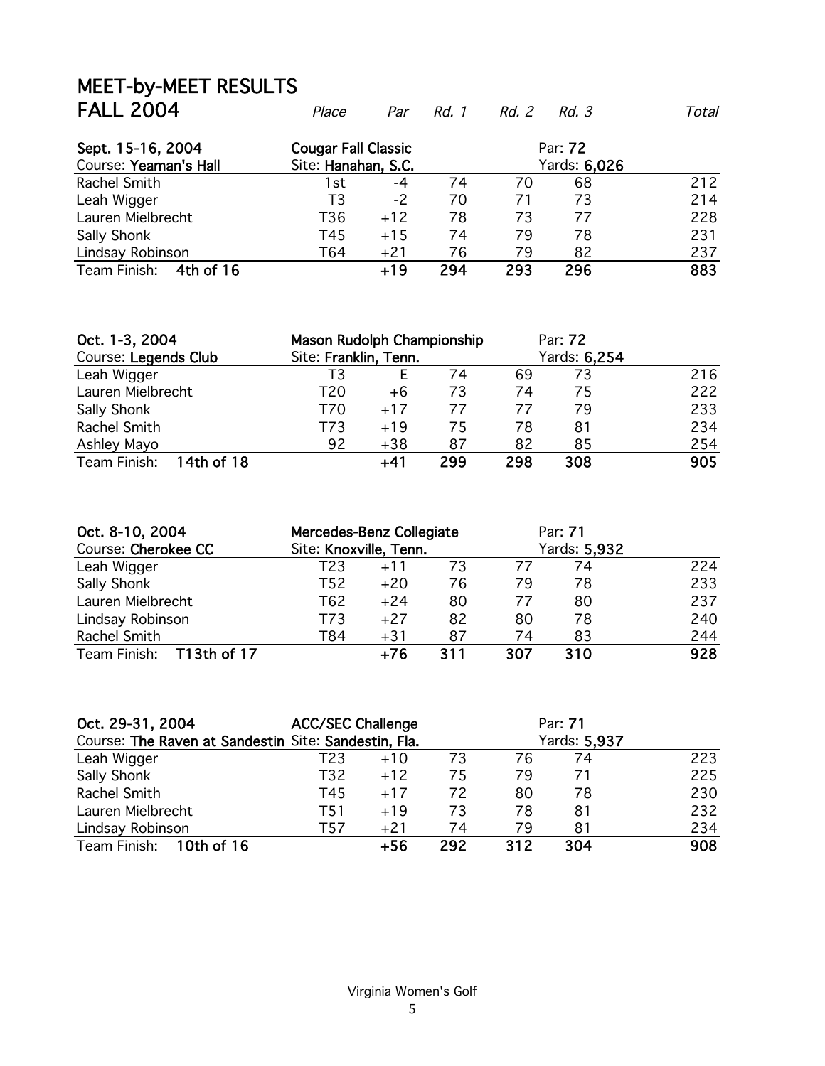# MEET-by-MEET RESULTS

## FALL 2004

| | Place | Par | Rd. 1 | Rd. 2 | Rd. 3 | Total |
|---|---|---|---|---|---|---|
| **Sept. 15-16, 2004** | **Cougar Fall Classic** | | | Par: **72** | | |
| Course: **Yeaman's Hall** | Site: **Hanahan, S.C.** | | | Yards: **6,026** | | |
| Rachel Smith | 1st | -4 | 74 | 70 | 68 | 212 |
| Leah Wigger | T3 | -2 | 70 | 71 | 73 | 214 |
| Lauren Mielbrecht | T36 | +12 | 78 | 73 | 77 | 228 |
| Sally Shonk | T45 | +15 | 74 | 79 | 78 | 231 |
| Lindsay Robinson | T64 | +21 | 76 | 79 | 82 | 237 |
| Team Finish: **4th of 16** | | **+19** | **294** | **293** | **296** | **883** |

| | Place | Par | Rd. 1 | Rd. 2 | Rd. 3 | Total |
|---|---|---|---|---|---|---|
| **Oct. 1-3, 2004** | **Mason Rudolph Championship** | | | Par: **72** | | |
| Course: **Legends Club** | Site: **Franklin, Tenn.** | | | Yards: **6,254** | | |
| Leah Wigger | T3 | E | 74 | 69 | 73 | 216 |
| Lauren Mielbrecht | T20 | +6 | 73 | 74 | 75 | 222 |
| Sally Shonk | T70 | +17 | 77 | 77 | 79 | 233 |
| Rachel Smith | T73 | +19 | 75 | 78 | 81 | 234 |
| Ashley Mayo | 92 | +38 | 87 | 82 | 85 | 254 |
| Team Finish: **14th of 18** | | **+41** | **299** | **298** | **308** | **905** |

| | Place | Par | Rd. 1 | Rd. 2 | Rd. 3 | Total |
|---|---|---|---|---|---|---|
| **Oct. 8-10, 2004** | **Mercedes-Benz Collegiate** | | | Par: **71** | | |
| Course: **Cherokee CC** | Site: **Knoxville, Tenn.** | | | Yards: **5,932** | | |
| Leah Wigger | T23 | +11 | 73 | 77 | 74 | 224 |
| Sally Shonk | T52 | +20 | 76 | 79 | 78 | 233 |
| Lauren Mielbrecht | T62 | +24 | 80 | 77 | 80 | 237 |
| Lindsay Robinson | T73 | +27 | 82 | 80 | 78 | 240 |
| Rachel Smith | T84 | +31 | 87 | 74 | 83 | 244 |
| Team Finish: **T13th of 17** | | **+76** | **311** | **307** | **310** | **928** |

| | Place | Par | Rd. 1 | Rd. 2 | Rd. 3 | Total |
|---|---|---|---|---|---|---|
| **Oct. 29-31, 2004** | **ACC/SEC Challenge** | | | Par: **71** | | |
| Course: **The Raven at Sandestin** | Site: **Sandestin, Fla.** | | | Yards: **5,937** | | |
| Leah Wigger | T23 | +10 | 73 | 76 | 74 | 223 |
| Sally Shonk | T32 | +12 | 75 | 79 | 71 | 225 |
| Rachel Smith | T45 | +17 | 72 | 80 | 78 | 230 |
| Lauren Mielbrecht | T51 | +19 | 73 | 78 | 81 | 232 |
| Lindsay Robinson | T57 | +21 | 74 | 79 | 81 | 234 |
| Team Finish: **10th of 16** | | **+56** | **292** | **312** | **304** | **908** |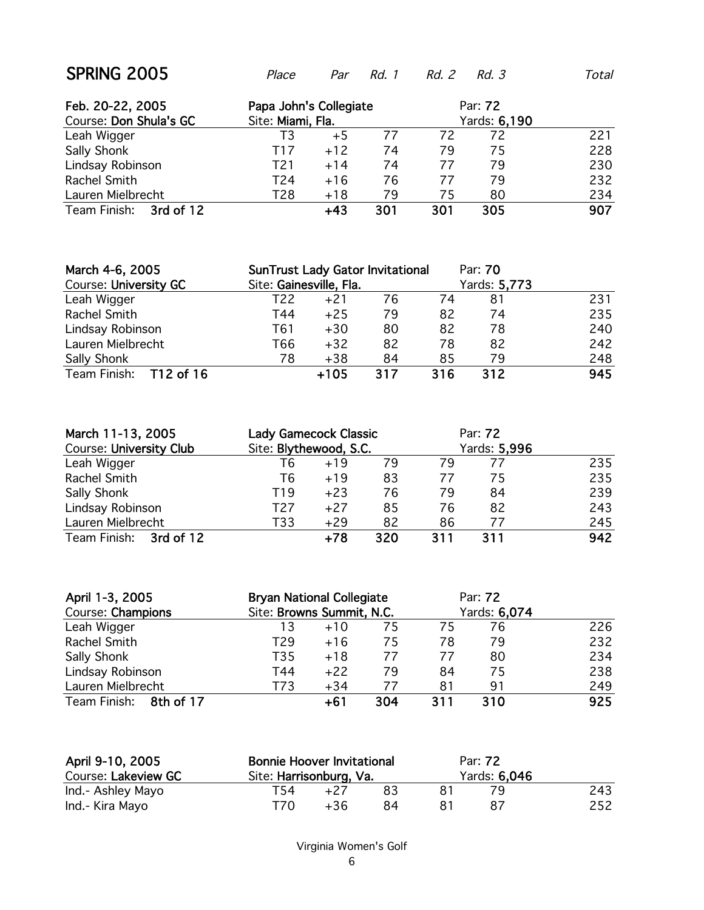## SPRING 2005

| | *Place* | *Par* | *Rd. 1* | *Rd. 2* | *Rd. 3* | *Total* |
|---|---|---|---|---|---|---|
| **Feb. 20-22, 2005** | **Papa John's Collegiate** | | | Par: **72** | | |
| Course: **Don Shula's GC** | Site: **Miami, Fla.** | | | Yards: **6,190** | | |
| Leah Wigger | T3 | +5 | 77 | 72 | 72 | 221 |
| Sally Shonk | T17 | +12 | 74 | 79 | 75 | 228 |
| Lindsay Robinson | T21 | +14 | 74 | 77 | 79 | 230 |
| Rachel Smith | T24 | +16 | 76 | 77 | 79 | 232 |
| Lauren Mielbrecht | T28 | +18 | 79 | 75 | 80 | 234 |
| Team Finish: **3rd of 12** | | **+43** | **301** | **301** | **305** | **907** |

| | *Place* | *Par* | *Rd. 1* | *Rd. 2* | *Rd. 3* | *Total* |
|---|---|---|---|---|---|---|
| **March 4-6, 2005** | **SunTrust Lady Gator Invitational** | | | Par: **70** | | |
| Course: **University GC** | Site: **Gainesville, Fla.** | | | Yards: **5,773** | | |
| Leah Wigger | T22 | +21 | 76 | 74 | 81 | 231 |
| Rachel Smith | T44 | +25 | 79 | 82 | 74 | 235 |
| Lindsay Robinson | T61 | +30 | 80 | 82 | 78 | 240 |
| Lauren Mielbrecht | T66 | +32 | 82 | 78 | 82 | 242 |
| Sally Shonk | 78 | +38 | 84 | 85 | 79 | 248 |
| Team Finish: **T12 of 16** | | **+105** | **317** | **316** | **312** | **945** |

| | *Place* | *Par* | *Rd. 1* | *Rd. 2* | *Rd. 3* | *Total* |
|---|---|---|---|---|---|---|
| **March 11-13, 2005** | **Lady Gamecock Classic** | | | Par: **72** | | |
| Course: **University Club** | Site: **Blythewood, S.C.** | | | Yards: **5,996** | | |
| Leah Wigger | T6 | +19 | 79 | 79 | 77 | 235 |
| Rachel Smith | T6 | +19 | 83 | 77 | 75 | 235 |
| Sally Shonk | T19 | +23 | 76 | 79 | 84 | 239 |
| Lindsay Robinson | T27 | +27 | 85 | 76 | 82 | 243 |
| Lauren Mielbrecht | T33 | +29 | 82 | 86 | 77 | 245 |
| Team Finish: **3rd of 12** | | **+78** | **320** | **311** | **311** | **942** |

| | *Place* | *Par* | *Rd. 1* | *Rd. 2* | *Rd. 3* | *Total* |
|---|---|---|---|---|---|---|
| **April 1-3, 2005** | **Bryan National Collegiate** | | | Par: **72** | | |
| Course: **Champions** | Site: **Browns Summit, N.C.** | | | Yards: **6,074** | | |
| Leah Wigger | 13 | +10 | 75 | 75 | 76 | 226 |
| Rachel Smith | T29 | +16 | 75 | 78 | 79 | 232 |
| Sally Shonk | T35 | +18 | 77 | 77 | 80 | 234 |
| Lindsay Robinson | T44 | +22 | 79 | 84 | 75 | 238 |
| Lauren Mielbrecht | T73 | +34 | 77 | 81 | 91 | 249 |
| Team Finish: **8th of 17** | | **+61** | **304** | **311** | **310** | **925** |

| | *Place* | *Par* | *Rd. 1* | *Rd. 2* | *Rd. 3* | *Total* |
|---|---|---|---|---|---|---|
| **April 9-10, 2005** | **Bonnie Hoover Invitational** | | | Par: **72** | | |
| Course: **Lakeview GC** | Site: **Harrisonburg, Va.** | | | Yards: **6,046** | | |
| Ind.- Ashley Mayo | T54 | +27 | 83 | 81 | 79 | 243 |
| Ind.- Kira Mayo | T70 | +36 | 84 | 81 | 87 | 252 |

Virginia Women's Golf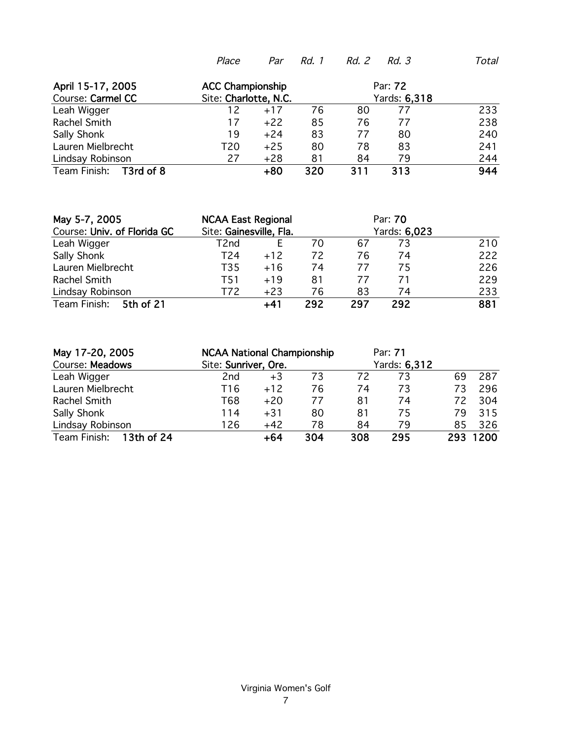| | Place | Par | Rd. 1 | Rd. 2 | Rd. 3 | | Total |
|---|---|---|---|---|---|---|---|
| **April 15-17, 2005** | **ACC Championship** | | | | Par: **72** | | |
| Course: **Carmel CC** | Site: **Charlotte, N.C.** | | | | Yards: **6,318** | | |
| Leah Wigger | 12 | +17 | 76 | 80 | 77 | | 233 |
| Rachel Smith | 17 | +22 | 85 | 76 | 77 | | 238 |
| Sally Shonk | 19 | +24 | 83 | 77 | 80 | | 240 |
| Lauren Mielbrecht | T20 | +25 | 80 | 78 | 83 | | 241 |
| Lindsay Robinson | 27 | +28 | 81 | 84 | 79 | | 244 |
| Team Finish: **T3rd of 8** | | **+80** | **320** | **311** | **313** | | **944** |

| | Place | Par | Rd. 1 | Rd. 2 | Rd. 3 | | Total |
|---|---|---|---|---|---|---|---|
| **May 5-7, 2005** | **NCAA East Regional** | | | | Par: **70** | | |
| Course: **Univ. of Florida GC** | Site: **Gainesville, Fla.** | | | | Yards: **6,023** | | |
| Leah Wigger | T2nd | E | 70 | 67 | 73 | | 210 |
| Sally Shonk | T24 | +12 | 72 | 76 | 74 | | 222 |
| Lauren Mielbrecht | T35 | +16 | 74 | 77 | 75 | | 226 |
| Rachel Smith | T51 | +19 | 81 | 77 | 71 | | 229 |
| Lindsay Robinson | T72 | +23 | 76 | 83 | 74 | | 233 |
| Team Finish: **5th of 21** | | **+41** | **292** | **297** | **292** | | **881** |

| | Place | Par | Rd. 1 | Rd. 2 | Rd. 3 | | Total |
|---|---|---|---|---|---|---|---|
| **May 17-20, 2005** | **NCAA National Championship** | | | | Par: **71** | | |
| Course: **Meadows** | Site: **Sunriver, Ore.** | | | | Yards: **6,312** | | |
| Leah Wigger | 2nd | +3 | 73 | 72 | 73 | 69 | 287 |
| Lauren Mielbrecht | T16 | +12 | 76 | 74 | 73 | 73 | 296 |
| Rachel Smith | T68 | +20 | 77 | 81 | 74 | 72 | 304 |
| Sally Shonk | 114 | +31 | 80 | 81 | 75 | 79 | 315 |
| Lindsay Robinson | 126 | +42 | 78 | 84 | 79 | 85 | 326 |
| Team Finish: **13th of 24** | | **+64** | **304** | **308** | **295** | **293** | **1200** |

Virginia Women's Golf